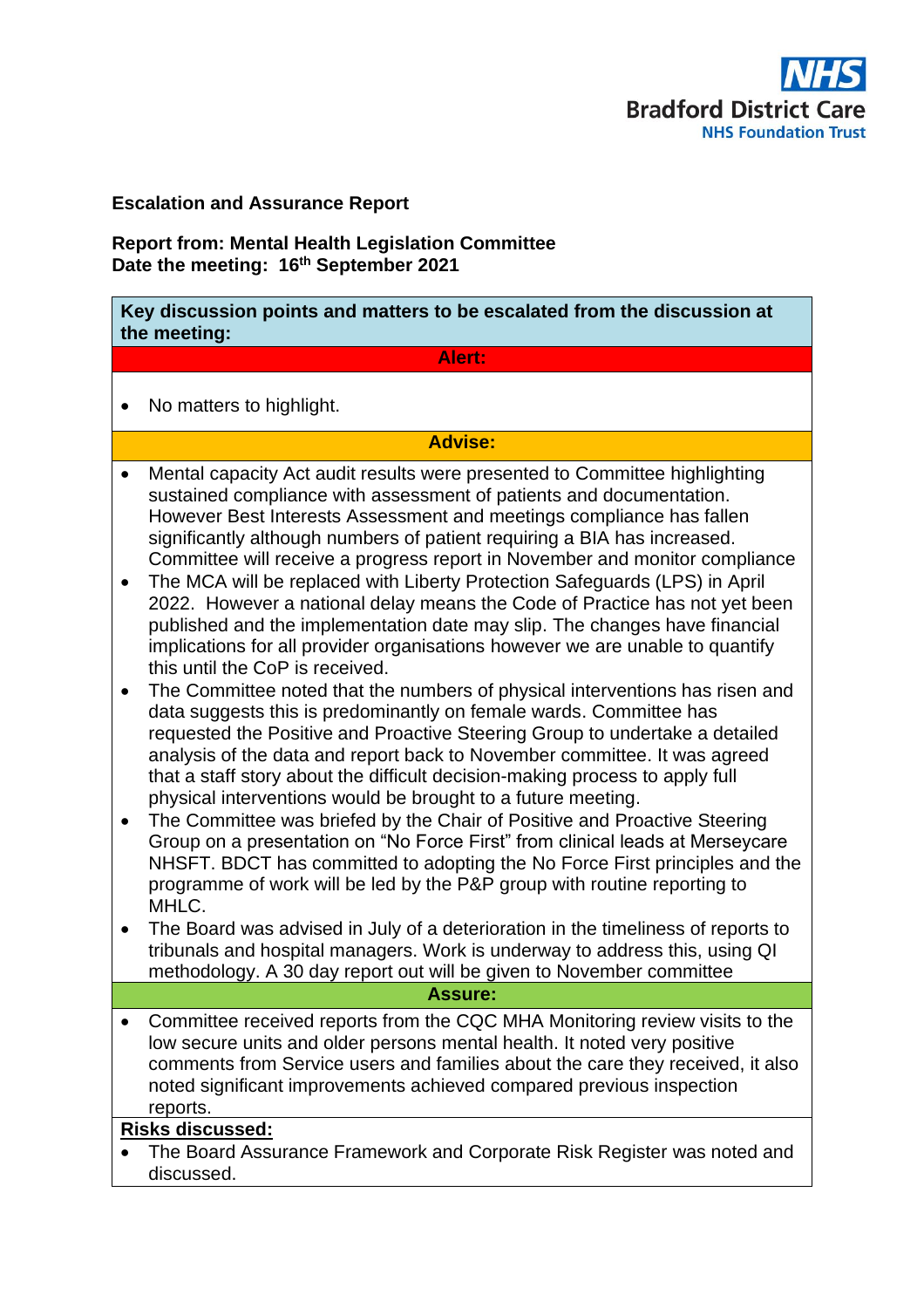NHS
Bradford District Care
NHS Foundation Trust

**Escalation and Assurance Report**

**Report from: Mental Health Legislation Committee**
**Date the meeting: 16th September 2021**

**Key discussion points and matters to be escalated from the discussion at the meeting:**

**Alert:**

- No matters to highlight.

**Advise:**

- Mental capacity Act audit results were presented to Committee highlighting sustained compliance with assessment of patients and documentation. However Best Interests Assessment and meetings compliance has fallen significantly although numbers of patient requiring a BIA has increased. Committee will receive a progress report in November and monitor compliance
- The MCA will be replaced with Liberty Protection Safeguards (LPS) in April 2022. However a national delay means the Code of Practice has not yet been published and the implementation date may slip. The changes have financial implications for all provider organisations however we are unable to quantify this until the CoP is received.
- The Committee noted that the numbers of physical interventions has risen and data suggests this is predominantly on female wards. Committee has requested the Positive and Proactive Steering Group to undertake a detailed analysis of the data and report back to November committee. It was agreed that a staff story about the difficult decision-making process to apply full physical interventions would be brought to a future meeting.
- The Committee was briefed by the Chair of Positive and Proactive Steering Group on a presentation on "No Force First" from clinical leads at Merseycare NHSFT. BDCT has committed to adopting the No Force First principles and the programme of work will be led by the P&P group with routine reporting to MHLC.
- The Board was advised in July of a deterioration in the timeliness of reports to tribunals and hospital managers. Work is underway to address this, using QI methodology. A 30 day report out will be given to November committee

**Assure:**

- Committee received reports from the CQC MHA Monitoring review visits to the low secure units and older persons mental health. It noted very positive comments from Service users and families about the care they received, it also noted significant improvements achieved compared previous inspection reports.

**Risks discussed:**

- The Board Assurance Framework and Corporate Risk Register was noted and discussed.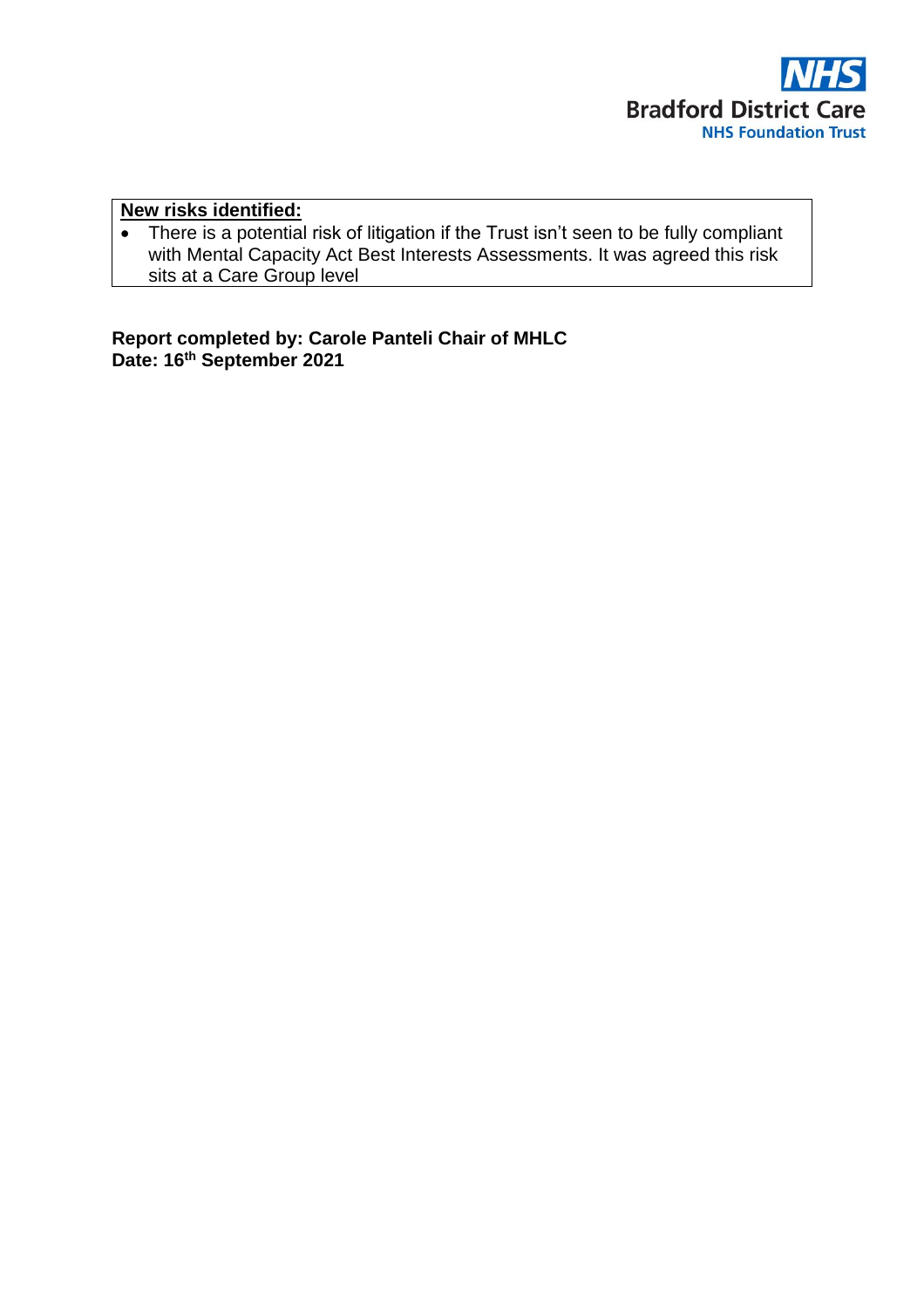**New risks identified:**

- There is a potential risk of litigation if the Trust isn't seen to be fully compliant with Mental Capacity Act Best Interests Assessments. It was agreed this risk sits at a Care Group level

**Report completed by: Carole Panteli Chair of MHLC**
**Date: 16th September 2021**